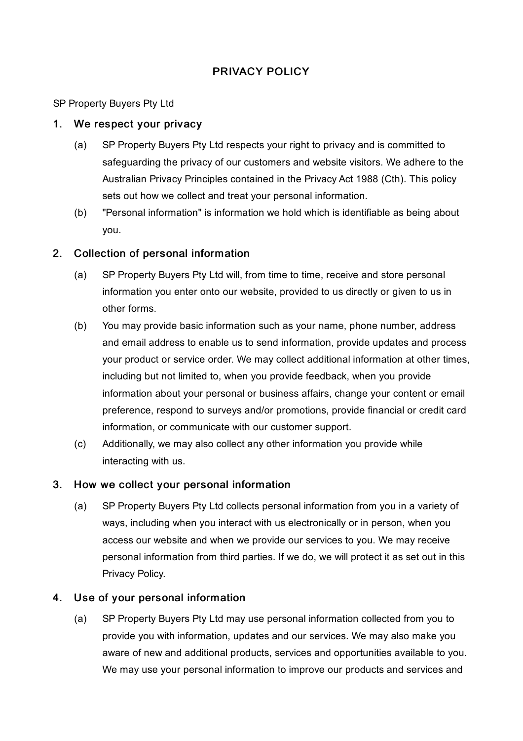# PRIVACY POLICY

SP Property Buyers Pty Ltd

## 1. We respect your privacy

(a) SP Property Buyers Pty Ltd respects your right to privacy and is committed to safeguarding the privacy of our customers and website visitors. We adhere to the Australian Privacy Principles contained in the Privacy Act 1988 (Cth). This policy sets out how we collect and treat your personal information.

(b) "Personal information" is information we hold which is identifiable as being about you.

## 2. Collection of personal information

(a) SP Property Buyers Pty Ltd will, from time to time, receive and store personal information you enter onto our website, provided to us directly or given to us in other forms.

(b) You may provide basic information such as your name, phone number, address and email address to enable us to send information, provide updates and process your product or service order. We may collect additional information at other times, including but not limited to, when you provide feedback, when you provide information about your personal or business affairs, change your content or email preference, respond to surveys and/or promotions, provide financial or credit card information, or communicate with our customer support.

(c) Additionally, we may also collect any other information you provide while interacting with us.

## 3. How we collect your personal information

(a) SP Property Buyers Pty Ltd collects personal information from you in a variety of ways, including when you interact with us electronically or in person, when you access our website and when we provide our services to you. We may receive personal information from third parties. If we do, we will protect it as set out in this Privacy Policy.

## 4. Use of your personal information

(a) SP Property Buyers Pty Ltd may use personal information collected from you to provide you with information, updates and our services. We may also make you aware of new and additional products, services and opportunities available to you. We may use your personal information to improve our products and services and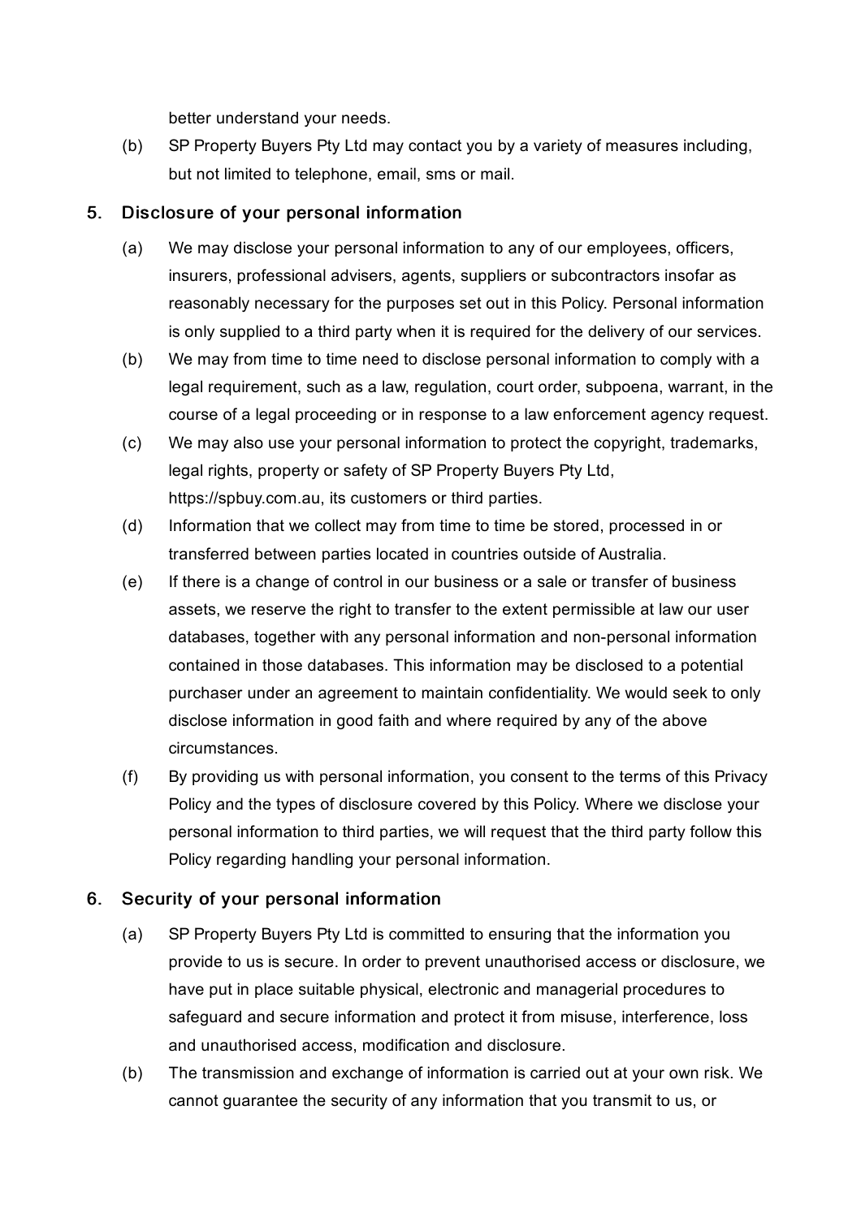better understand your needs.

(b) SP Property Buyers Pty Ltd may contact you by a variety of measures including, but not limited to telephone, email, sms or mail.

## 5. Disclosure of your personal information

(a) We may disclose your personal information to any of our employees, officers, insurers, professional advisers, agents, suppliers or subcontractors insofar as reasonably necessary for the purposes set out in this Policy. Personal information is only supplied to a third party when it is required for the delivery of our services.

(b) We may from time to time need to disclose personal information to comply with a legal requirement, such as a law, regulation, court order, subpoena, warrant, in the course of a legal proceeding or in response to a law enforcement agency request.

(c) We may also use your personal information to protect the copyright, trademarks, legal rights, property or safety of SP Property Buyers Pty Ltd, https://spbuy.com.au, its customers or third parties.

(d) Information that we collect may from time to time be stored, processed in or transferred between parties located in countries outside of Australia.

(e) If there is a change of control in our business or a sale or transfer of business assets, we reserve the right to transfer to the extent permissible at law our user databases, together with any personal information and non-personal information contained in those databases. This information may be disclosed to a potential purchaser under an agreement to maintain confidentiality. We would seek to only disclose information in good faith and where required by any of the above circumstances.

(f) By providing us with personal information, you consent to the terms of this Privacy Policy and the types of disclosure covered by this Policy. Where we disclose your personal information to third parties, we will request that the third party follow this Policy regarding handling your personal information.

## 6. Security of your personal information

(a) SP Property Buyers Pty Ltd is committed to ensuring that the information you provide to us is secure. In order to prevent unauthorised access or disclosure, we have put in place suitable physical, electronic and managerial procedures to safeguard and secure information and protect it from misuse, interference, loss and unauthorised access, modification and disclosure.

(b) The transmission and exchange of information is carried out at your own risk. We cannot guarantee the security of any information that you transmit to us, or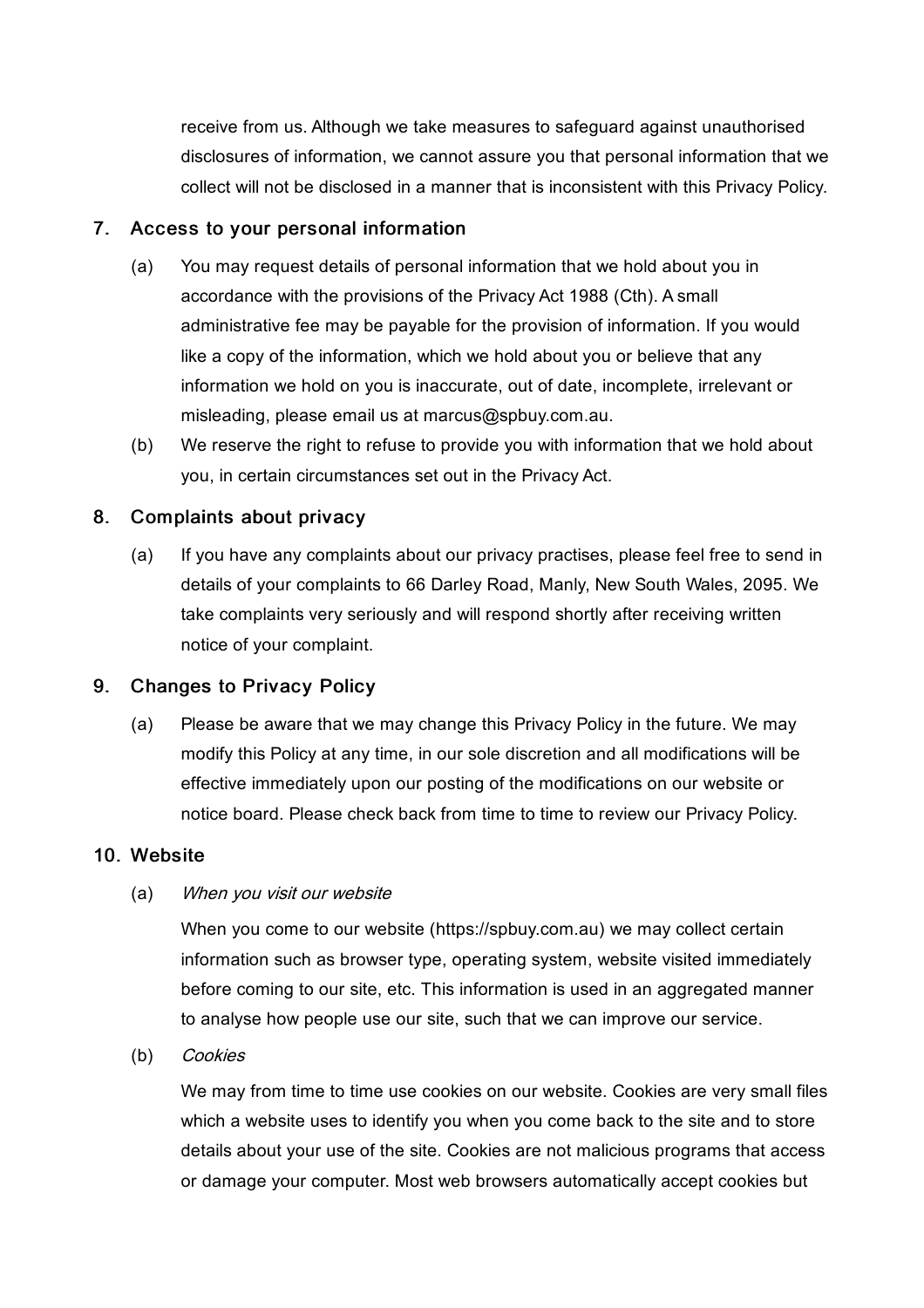receive from us. Although we take measures to safeguard against unauthorised disclosures of information, we cannot assure you that personal information that we collect will not be disclosed in a manner that is inconsistent with this Privacy Policy.

## 7. Access to your personal information

(a) You may request details of personal information that we hold about you in accordance with the provisions of the Privacy Act 1988 (Cth). A small administrative fee may be payable for the provision of information. If you would like a copy of the information, which we hold about you or believe that any information we hold on you is inaccurate, out of date, incomplete, irrelevant or misleading, please email us at marcus@spbuy.com.au.

(b) We reserve the right to refuse to provide you with information that we hold about you, in certain circumstances set out in the Privacy Act.

## 8. Complaints about privacy

(a) If you have any complaints about our privacy practises, please feel free to send in details of your complaints to 66 Darley Road, Manly, New South Wales, 2095. We take complaints very seriously and will respond shortly after receiving written notice of your complaint.

## 9. Changes to Privacy Policy

(a) Please be aware that we may change this Privacy Policy in the future. We may modify this Policy at any time, in our sole discretion and all modifications will be effective immediately upon our posting of the modifications on our website or notice board. Please check back from time to time to review our Privacy Policy.

## 10. Website

(a) *When you visit our website*

When you come to our website (https://spbuy.com.au) we may collect certain information such as browser type, operating system, website visited immediately before coming to our site, etc. This information is used in an aggregated manner to analyse how people use our site, such that we can improve our service.

(b) *Cookies*

We may from time to time use cookies on our website. Cookies are very small files which a website uses to identify you when you come back to the site and to store details about your use of the site. Cookies are not malicious programs that access or damage your computer. Most web browsers automatically accept cookies but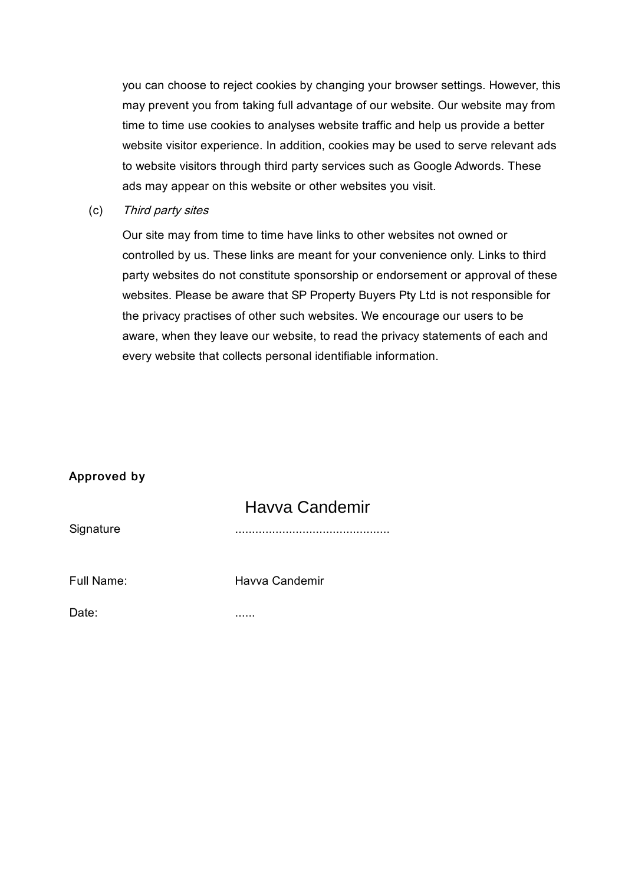you can choose to reject cookies by changing your browser settings. However, this may prevent you from taking full advantage of our website. Our website may from time to time use cookies to analyses website traffic and help us provide a better website visitor experience. In addition, cookies may be used to serve relevant ads to website visitors through third party services such as Google Adwords. These ads may appear on this website or other websites you visit.

(c) *Third party sites*

Our site may from time to time have links to other websites not owned or controlled by us. These links are meant for your convenience only. Links to third party websites do not constitute sponsorship or endorsement or approval of these websites. Please be aware that SP Property Buyers Pty Ltd is not responsible for the privacy practises of other such websites. We encourage our users to be aware, when they leave our website, to read the privacy statements of each and every website that collects personal identifiable information.

**Approved by**

Signature: Havva Candemir

.............................................

Full Name: Havva Candemir

Date: ......